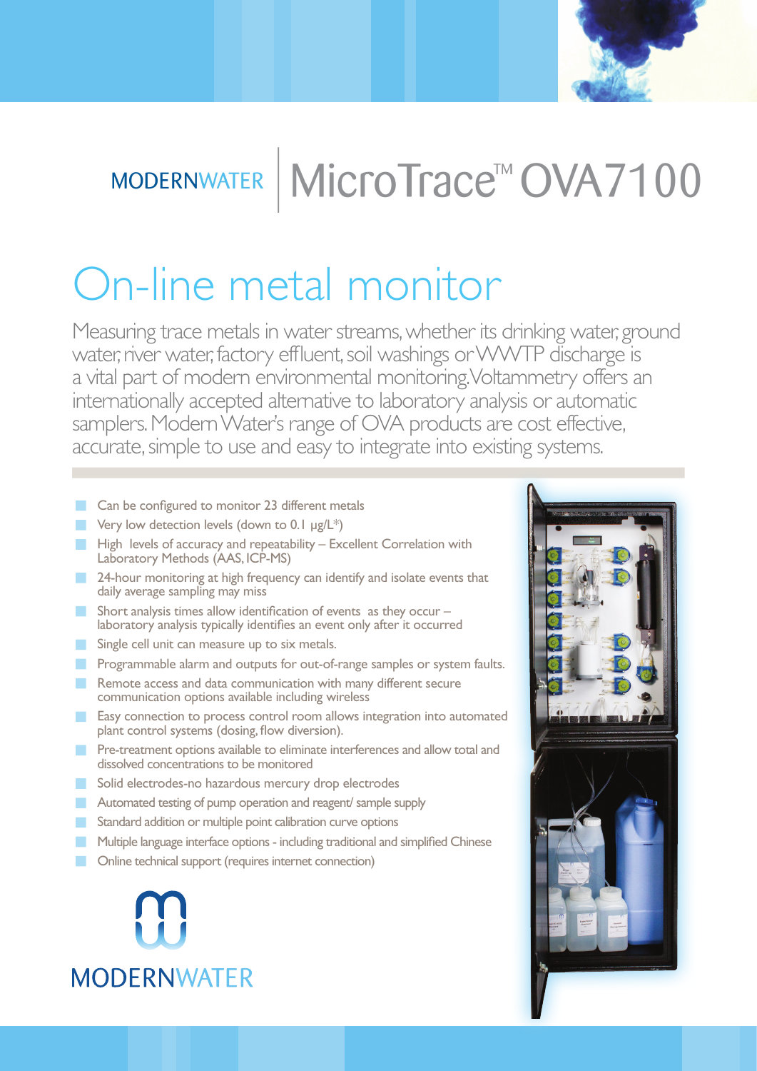MODERNWATER | MicroTrace™ OVA7100

# On-line metal monitor

Measuring trace metals in water streams, whether its drinking water, ground water, river water, factory effluent, soil washings or WWTP discharge is a vital part of modern environmental monitoring. Voltammetry offers an internationally accepted alternative to laboratory analysis or automatic samplers. Modern Water's range of OVA products are cost effective, accurate, simple to use and easy to integrate into existing systems.

- Can be configured to monitor 23 different metals
- Very low detection levels (down to 0.1 µg/L*)
- High levels of accuracy and repeatability – Excellent Correlation with Laboratory Methods (AAS, ICP-MS)
- 24-hour monitoring at high frequency can identify and isolate events that daily average sampling may miss
- Short analysis times allow identification of events as they occur – laboratory analysis typically identifies an event only after it occurred
- Single cell unit can measure up to six metals.
- Programmable alarm and outputs for out-of-range samples or system faults.
- Remote access and data communication with many different secure communication options available including wireless
- Easy connection to process control room allows integration into automated plant control systems (dosing, flow diversion).
- Pre-treatment options available to eliminate interferences and allow total and dissolved concentrations to be monitored
- Solid electrodes-no hazardous mercury drop electrodes
- Automated testing of pump operation and reagent/ sample supply
- Standard addition or multiple point calibration curve options
- Multiple language interface options - including traditional and simplified Chinese
- Online technical support (requires internet connection)

MODERNWATER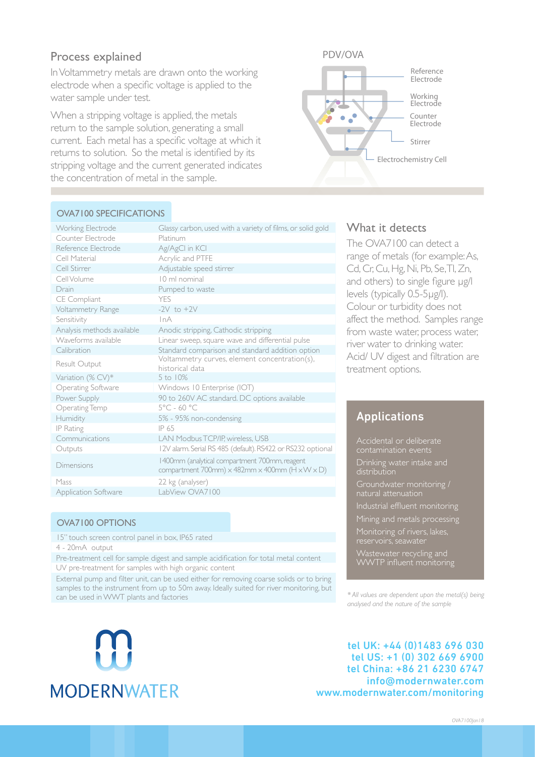## Process explained

In Voltammetry metals are drawn onto the working electrode when a specific voltage is applied to the water sample under test.

When a stripping voltage is applied, the metals return to the sample solution, generating a small current. Each metal has a specific voltage at which it returns to solution. So the metal is identified by its stripping voltage and the current generated indicates the concentration of metal in the sample.

PDV/OVA

Reference Electrode

Working Electrode

Counter Electrode

Stirrer

Electrochemistry Cell

## OVA7100 SPECIFICATIONS

| | |
|---|---|
| Working Electrode | Glassy carbon, used with a variety of films, or solid gold |
| Counter Electrode | Platinum |
| Reference Electrode | Ag/AgCl in KCl |
| Cell Material | Acrylic and PTFE |
| Cell Stirrer | Adjustable speed stirrer |
| Cell Volume | 10 ml nominal |
| Drain | Pumped to waste |
| CE Compliant | YES |
| Voltammetry Range | -2V to +2V |
| Sensitivity | 1nA |
| Analysis methods available | Anodic stripping, Cathodic stripping |
| Waveforms available | Linear sweep, square wave and differential pulse |
| Calibration | Standard comparison and standard addition option |
| Result Output | Voltammetry curves, element concentration(s), historical data |
| Variation (% CV)* | 5 to 10% |
| Operating Software | Windows 10 Enterprise (IOT) |
| Power Supply | 90 to 260V AC standard. DC options available |
| Operating Temp | 5°C - 60 °C |
| Humidity | 5% - 95% non-condensing |
| IP Rating | IP 65 |
| Communications | LAN Modbus TCP/IP, wireless, USB |
| Outputs | 12V alarm. Serial RS 485 (default). RS422 or RS232 optional |
| Dimensions | 1400mm (analytical compartment 700mm, reagent compartment 700mm) x 482mm x 400mm (H x W x D) |
| Mass | 22 kg (analyser) |
| Application Software | LabView OVA7100 |

## OVA7100 OPTIONS

- 15" touch screen control panel in box, IP65 rated
- 4 - 20mA output
- Pre-treatment cell for sample digest and sample acidification for total metal content
- UV pre-treatment for samples with high organic content
- External pump and filter unit, can be used either for removing coarse solids or to bring samples to the instrument from up to 50m away. Ideally suited for river monitoring, but can be used in WWT plants and factories

## What it detects

The OVA7100 can detect a range of metals (for example: As, Cd, Cr, Cu, Hg, Ni, Pb, Se, Tl, Zn, and others) to single figure µg/l levels (typically 0.5-5µg/l). Colour or turbidity does not affect the method. Samples range from waste water, process water, river water to drinking water. Acid/ UV digest and filtration are treatment options.

## Applications

- Accidental or deliberate contamination events
- Drinking water intake and distribution
- Groundwater monitoring / natural attenuation
- Industrial effluent monitoring
- Mining and metals processing
- Monitoring of rivers, lakes, reservoirs, seawater
- Wastewater recycling and WWTP influent monitoring

*\* All values are dependent upon the metal(s) being analysed and the nature of the sample*

MODERNWATER

tel UK: +44 (0)1483 696 030
tel US: +1 (0) 302 669 6900
tel China: +86 21 6230 6747
info@modernwater.com
www.modernwater.com/monitoring

OVA7100jan18